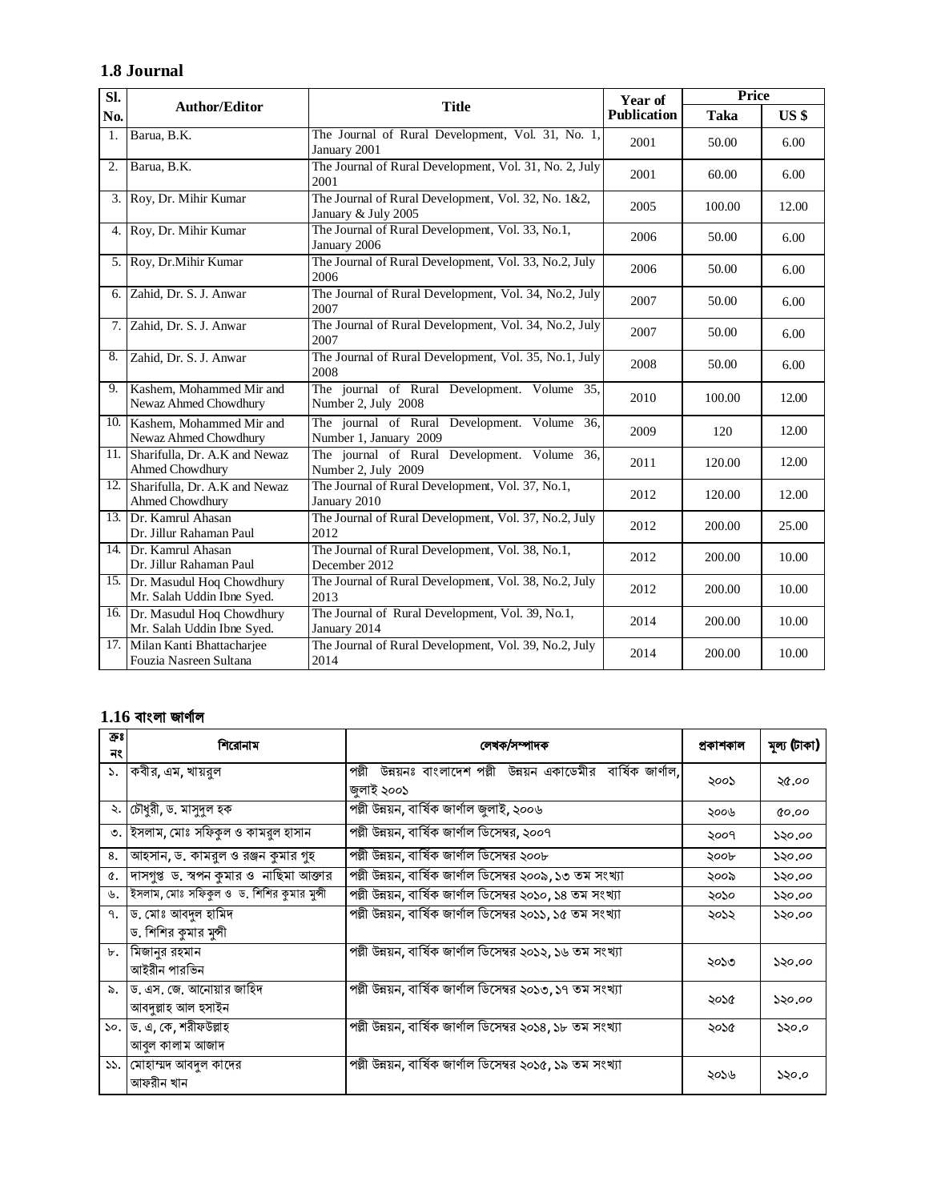## 1.8 Journal

| Sl. No. | Author/Editor | Title | Year of Publication | Price | |
|---|---|---|---|---|---|
| | | | | Taka | US $ |
| 1. | Barua, B.K. | The Journal of Rural Development, Vol. 31, No. 1, January 2001 | 2001 | 50.00 | 6.00 |
| 2. | Barua, B.K. | The Journal of Rural Development, Vol. 31, No. 2, July 2001 | 2001 | 60.00 | 6.00 |
| 3. | Roy, Dr. Mihir Kumar | The Journal of Rural Development, Vol. 32, No. 1&2, January & July 2005 | 2005 | 100.00 | 12.00 |
| 4. | Roy, Dr. Mihir Kumar | The Journal of Rural Development, Vol. 33, No.1, January 2006 | 2006 | 50.00 | 6.00 |
| 5. | Roy, Dr.Mihir Kumar | The Journal of Rural Development, Vol. 33, No.2, July 2006 | 2006 | 50.00 | 6.00 |
| 6. | Zahid, Dr. S. J. Anwar | The Journal of Rural Development, Vol. 34, No.2, July 2007 | 2007 | 50.00 | 6.00 |
| 7. | Zahid, Dr. S. J. Anwar | The Journal of Rural Development, Vol. 34, No.2, July 2007 | 2007 | 50.00 | 6.00 |
| 8. | Zahid, Dr. S. J. Anwar | The Journal of Rural Development, Vol. 35, No.1, July 2008 | 2008 | 50.00 | 6.00 |
| 9. | Kashem, Mohammed Mir and Newaz Ahmed Chowdhury | The journal of Rural Development. Volume 35, Number 2, July 2008 | 2010 | 100.00 | 12.00 |
| 10. | Kashem, Mohammed Mir and Newaz Ahmed Chowdhury | The journal of Rural Development. Volume 36, Number 1, January 2009 | 2009 | 120 | 12.00 |
| 11. | Sharifulla, Dr. A.K and Newaz Ahmed Chowdhury | The journal of Rural Development. Volume 36, Number 2, July 2009 | 2011 | 120.00 | 12.00 |
| 12. | Sharifulla, Dr. A.K and Newaz Ahmed Chowdhury | The Journal of Rural Development, Vol. 37, No.1, January 2010 | 2012 | 120.00 | 12.00 |
| 13. | Dr. Kamrul Ahasan<br>Dr. Jillur Rahaman Paul | The Journal of Rural Development, Vol. 37, No.2, July 2012 | 2012 | 200.00 | 25.00 |
| 14. | Dr. Kamrul Ahasan<br>Dr. Jillur Rahaman Paul | The Journal of Rural Development, Vol. 38, No.1, December 2012 | 2012 | 200.00 | 10.00 |
| 15. | Dr. Masudul Hoq Chowdhury<br>Mr. Salah Uddin Ibne Syed. | The Journal of Rural Development, Vol. 38, No.2, July 2013 | 2012 | 200.00 | 10.00 |
| 16. | Dr. Masudul Hoq Chowdhury<br>Mr. Salah Uddin Ibne Syed. | The Journal of Rural Development, Vol. 39, No.1, January 2014 | 2014 | 200.00 | 10.00 |
| 17. | Milan Kanti Bhattacharjee<br>Fouzia Nasreen Sultana | The Journal of Rural Development, Vol. 39, No.2, July 2014 | 2014 | 200.00 | 10.00 |

## 1.16 বাংলা জার্ণাল

| ক্রঃ নং | শিরোনাম | লেখক/সম্পাদক | প্রকাশকাল | মূল্য (টাকা) |
|---|---|---|---|---|
| ১. | কবীর, এম, খায়রুল | পল্লী উন্নয়নঃ বাংলাদেশ পল্লী উন্নয়ন একাডেমীর বার্ষিক জার্ণাল, জুলাই ২০০১ | ২০০১ | ২৫.০০ |
| ২. | চৌধুরী, ড. মাসুদুল হক | পল্লী উন্নয়ন, বার্ষিক জার্ণাল জুলাই, ২০০৬ | ২০০৬ | ৫০.০০ |
| ৩. | ইসলাম, মোঃ সফিকুল ও কামরুল হাসান | পল্লী উন্নয়ন, বার্ষিক জার্ণাল ডিসেম্বর, ২০০৭ | ২০০৭ | ১২০.০০ |
| ৪. | আহসান, ড. কামরুল ও রঞ্জন কুমার গুহ | পল্লী উন্নয়ন, বার্ষিক জার্ণাল ডিসেম্বর ২০০৮ | ২০০৮ | ১২০.০০ |
| ৫. | দাসগুপ্ত ড. স্বপন কুমার ও নাছিমা আক্তার | পল্লী উন্নয়ন, বার্ষিক জার্ণাল ডিসেম্বর ২০০৯, ১৩ তম সংখ্যা | ২০০৯ | ১২০.০০ |
| ৬. | ইসলাম, মোঃ সফিকুল ও ড. শিশির কুমার মুন্সী | পল্লী উন্নয়ন, বার্ষিক জার্ণাল ডিসেম্বর ২০১০, ১৪ তম সংখ্যা | ২০১০ | ১২০.০০ |
| ৭. | ড. মোঃ আবদুল হামিদ<br>ড. শিশির কুমার মুন্সী | পল্লী উন্নয়ন, বার্ষিক জার্ণাল ডিসেম্বর ২০১১, ১৫ তম সংখ্যা | ২০১২ | ১২০.০০ |
| ৮. | মিজানুর রহমান<br>আইরীন পারভিন | পল্লী উন্নয়ন, বার্ষিক জার্ণাল ডিসেম্বর ২০১২, ১৬ তম সংখ্যা | ২০১৩ | ১২০.০০ |
| ৯. | ড. এস. জে. আনোয়ার জাহিদ<br>আবদুল্লাহ আল হুসাইন | পল্লী উন্নয়ন, বার্ষিক জার্ণাল ডিসেম্বর ২০১৩, ১৭ তম সংখ্যা | ২০১৫ | ১২০.০০ |
| ১০. | ড. এ, কে, শরীফউল্লাহ<br>আবুল কালাম আজাদ | পল্লী উন্নয়ন, বার্ষিক জার্ণাল ডিসেম্বর ২০১৪, ১৮ তম সংখ্যা | ২০১৫ | ১২০.০ |
| ১১. | মোহাম্মদ আবদুল কাদের<br>আফরীন খান | পল্লী উন্নয়ন, বার্ষিক জার্ণাল ডিসেম্বর ২০১৫, ১৯ তম সংখ্যা | ২০১৬ | ১২০.০ |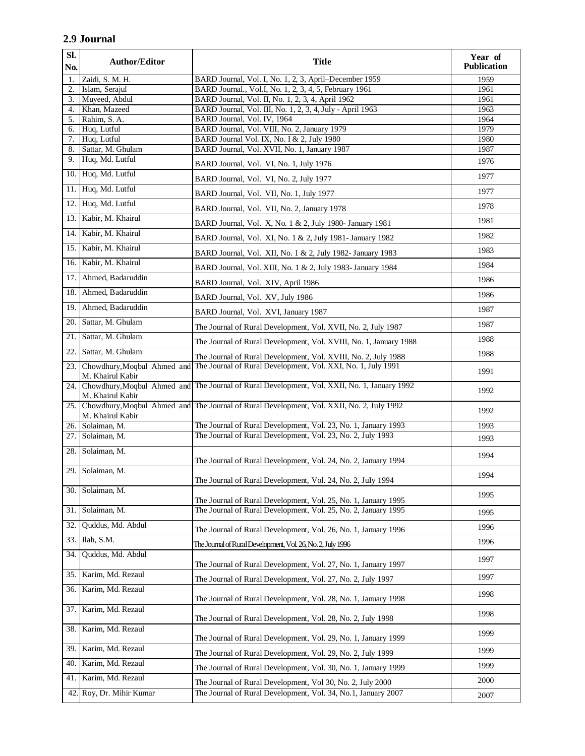## 2.9 Journal

| Sl. No. | Author/Editor | Title | Year of Publication |
|---|---|---|---|
| 1. | Zaidi, S. M. H. | BARD Journal, Vol. I, No. 1, 2, 3, April–December 1959 | 1959 |
| 2. | Islam, Serajul | BARD Journal., Vol.I, No. 1, 2, 3, 4, 5, February 1961 | 1961 |
| 3. | Muyeed, Abdul | BARD Journal, Vol. II, No. 1, 2, 3, 4, April 1962 | 1961 |
| 4. | Khan, Mazeed | BARD Journal, Vol. III, No. 1, 2, 3, 4, July - April 1963 | 1963 |
| 5. | Rahim, S. A. | BARD Journal, Vol. IV, 1964 | 1964 |
| 6. | Huq, Lutful | BARD Journal, Vol. VIII, No. 2, January 1979 | 1979 |
| 7. | Huq, Lutful | BARD Journal Vol. IX, No. I & 2, July 1980 | 1980 |
| 8. | Sattar, M. Ghulam | BARD Journal, Vol. XVII, No. 1, January 1987 | 1987 |
| 9. | Huq, Md. Lutful | BARD Journal, Vol. VI, No. 1, July 1976 | 1976 |
| 10. | Huq, Md. Lutful | BARD Journal, Vol. VI, No. 2, July 1977 | 1977 |
| 11. | Huq, Md. Lutful | BARD Journal, Vol. VII, No. 1, July 1977 | 1977 |
| 12. | Huq, Md. Lutful | BARD Journal, Vol. VII, No. 2, January 1978 | 1978 |
| 13. | Kabir, M. Khairul | BARD Journal, Vol. X, No. 1 & 2, July 1980- January 1981 | 1981 |
| 14. | Kabir, M. Khairul | BARD Journal, Vol. XI, No. 1 & 2, July 1981- January 1982 | 1982 |
| 15. | Kabir, M. Khairul | BARD Journal, Vol. XII, No. 1 & 2, July 1982- January 1983 | 1983 |
| 16. | Kabir, M. Khairul | BARD Journal, Vol. XIII, No. 1 & 2, July 1983- January 1984 | 1984 |
| 17. | Ahmed, Badaruddin | BARD Journal, Vol. XIV, April 1986 | 1986 |
| 18. | Ahmed, Badaruddin | BARD Journal, Vol. XV, July 1986 | 1986 |
| 19. | Ahmed, Badaruddin | BARD Journal, Vol. XVI, January 1987 | 1987 |
| 20. | Sattar, M. Ghulam | The Journal of Rural Development, Vol. XVII, No. 2, July 1987 | 1987 |
| 21. | Sattar, M. Ghulam | The Journal of Rural Development, Vol. XVIII, No. 1, January 1988 | 1988 |
| 22. | Sattar, M. Ghulam | The Journal of Rural Development, Vol. XVIII, No. 2, July 1988 | 1988 |
| 23. | Chowdhury, Moqbul Ahmed and M. Khairul Kabir | The Journal of Rural Development, Vol. XXI, No. 1, July 1991 | 1991 |
| 24. | Chowdhury, Moqbul Ahmed and M. Khairul Kabir | The Journal of Rural Development, Vol. XXII, No. 1, January 1992 | 1992 |
| 25. | Chowdhury, Moqbul Ahmed and M. Khairul Kabir | The Journal of Rural Development, Vol. XXII, No. 2, July 1992 | 1992 |
| 26. | Solaiman, M. | The Journal of Rural Development, Vol. 23, No. 1, January 1993 | 1993 |
| 27. | Solaiman, M. | The Journal of Rural Development, Vol. 23, No. 2, July 1993 | 1993 |
| 28. | Solaiman, M. | The Journal of Rural Development, Vol. 24, No. 2, January 1994 | 1994 |
| 29. | Solaiman, M. | The Journal of Rural Development, Vol. 24, No. 2, July 1994 | 1994 |
| 30. | Solaiman, M. | The Journal of Rural Development, Vol. 25, No. 1, January 1995 | 1995 |
| 31. | Solaiman, M. | The Journal of Rural Development, Vol. 25, No. 2, January 1995 | 1995 |
| 32. | Quddus, Md. Abdul | The Journal of Rural Development, Vol. 26, No. 1, January 1996 | 1996 |
| 33. | Ilah, S.M. | The Journal of Rural Development, Vol. 26, No. 2, July 1996 | 1996 |
| 34. | Quddus, Md. Abdul | The Journal of Rural Development, Vol. 27, No. 1, January 1997 | 1997 |
| 35. | Karim, Md. Rezaul | The Journal of Rural Development, Vol. 27, No. 2, July 1997 | 1997 |
| 36. | Karim, Md. Rezaul | The Journal of Rural Development, Vol. 28, No. 1, January 1998 | 1998 |
| 37. | Karim, Md. Rezaul | The Journal of Rural Development, Vol. 28, No. 2, July 1998 | 1998 |
| 38. | Karim, Md. Rezaul | The Journal of Rural Development, Vol. 29, No. 1, January 1999 | 1999 |
| 39. | Karim, Md. Rezaul | The Journal of Rural Development, Vol. 29, No. 2, July 1999 | 1999 |
| 40. | Karim, Md. Rezaul | The Journal of Rural Development, Vol. 30, No. 1, January 1999 | 1999 |
| 41. | Karim, Md. Rezaul | The Journal of Rural Development, Vol 30, No. 2, July 2000 | 2000 |
| 42. | Roy, Dr. Mihir Kumar | The Journal of Rural Development, Vol. 34, No.1, January 2007 | 2007 |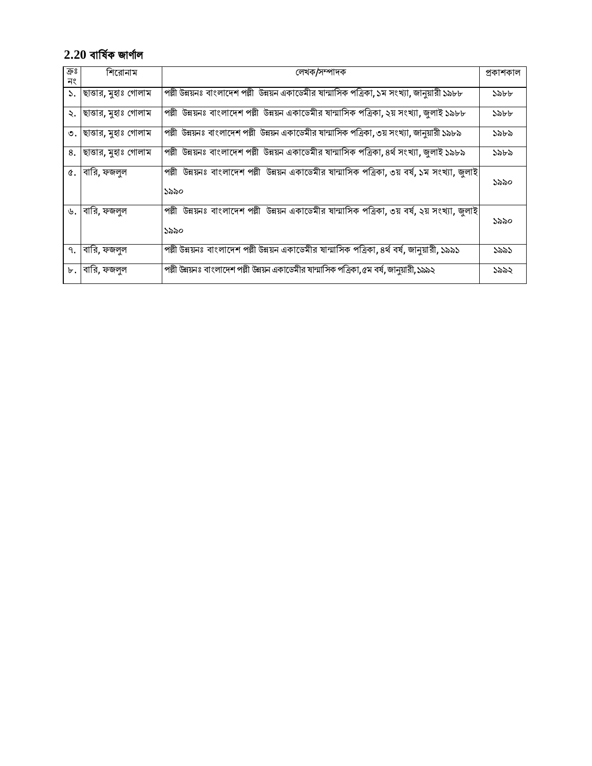## 2.20 বার্ষিক জার্ণাল

| ক্রঃ নং | শিরোনাম | লেখক/সম্পাদক | প্রকাশকাল |
|---|---|---|---|
| ১. | ছাত্তার, মুহাঃ গোলাম | পল্লী উন্নয়নঃ বাংলাদেশ পল্লী উন্নয়ন একাডেমীর ষান্মাসিক পত্রিকা, ১ম সংখ্যা, জানুয়ারী ১৯৮৮ | ১৯৮৮ |
| ২. | ছাত্তার, মুহাঃ গোলাম | পল্লী উন্নয়নঃ বাংলাদেশ পল্লী উন্নয়ন একাডেমীর ষান্মাসিক পত্রিকা, ২য় সংখ্যা, জুলাই ১৯৮৮ | ১৯৮৮ |
| ৩. | ছাত্তার, মুহাঃ গোলাম | পল্লী উন্নয়নঃ বাংলাদেশ পল্লী উন্নয়ন একাডেমীর ষান্মাসিক পত্রিকা, ৩য় সংখ্যা, জানুয়ারী ১৯৮৯ | ১৯৮৯ |
| ৪. | ছাত্তার, মুহাঃ গোলাম | পল্লী উন্নয়নঃ বাংলাদেশ পল্লী উন্নয়ন একাডেমীর ষান্মাসিক পত্রিকা, ৪র্থ সংখ্যা, জুলাই ১৯৮৯ | ১৯৮৯ |
| ৫. | বারি, ফজলুল | পল্লী উন্নয়নঃ বাংলাদেশ পল্লী উন্নয়ন একাডেমীর ষান্মাসিক পত্রিকা, ৩য় বর্ষ, ১ম সংখ্যা, জুলাই ১৯৯০ | ১৯৯০ |
| ৬. | বারি, ফজলুল | পল্লী উন্নয়নঃ বাংলাদেশ পল্লী উন্নয়ন একাডেমীর ষান্মাসিক পত্রিকা, ৩য় বর্ষ, ২য় সংখ্যা, জুলাই ১৯৯০ | ১৯৯০ |
| ৭. | বারি, ফজলুল | পল্লী উন্নয়নঃ বাংলাদেশ পল্লী উন্নয়ন একাডেমীর ষান্মাসিক পত্রিকা, ৪র্থ বর্ষ, জানুয়ারী, ১৯৯১ | ১৯৯১ |
| ৮. | বারি, ফজলুল | পল্লী উন্নয়নঃ বাংলাদেশ পল্লী উন্নয়ন একাডেমীর ষান্মাসিক পত্রিকা,৫ম বর্ষ, জানুয়ারী,১৯৯২ | ১৯৯২ |